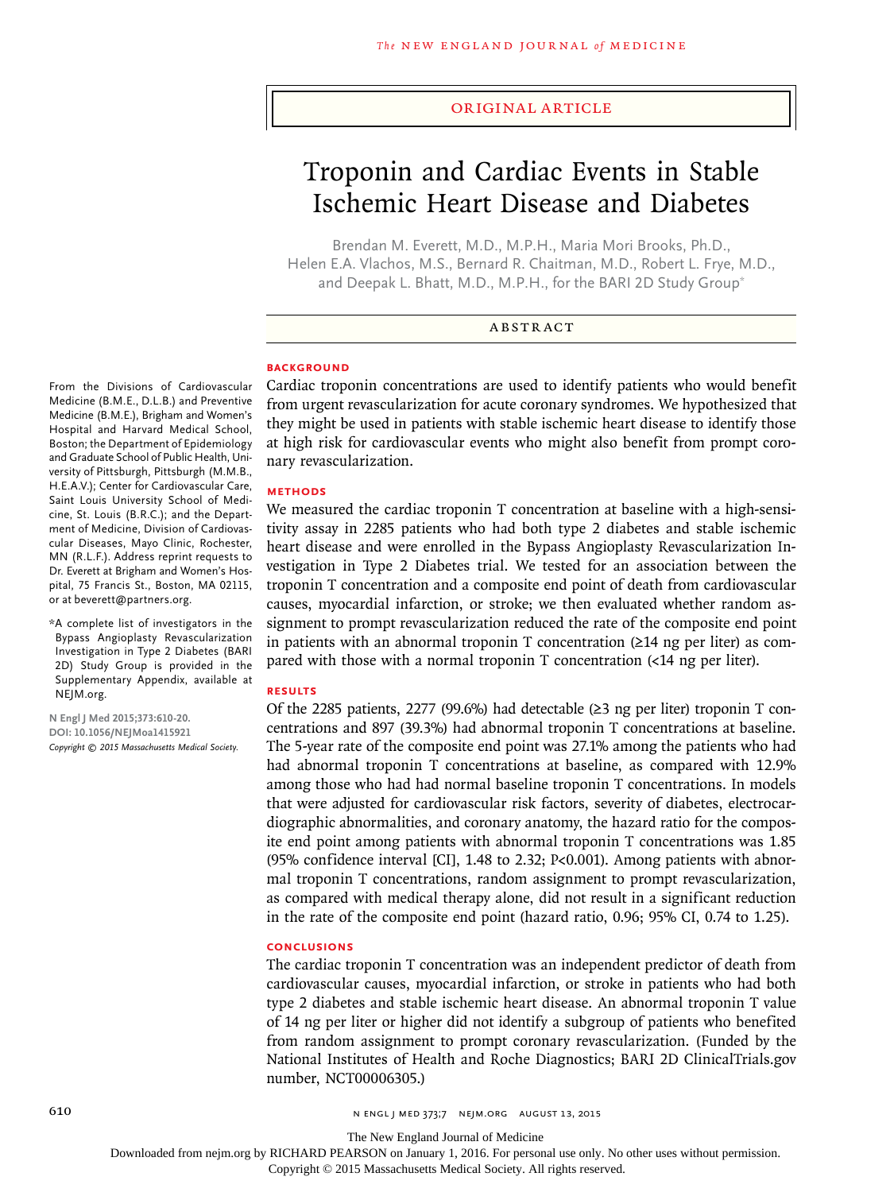ORIGINAL ARTICLE

# Troponin and Cardiac Events in Stable Ischemic Heart Disease and Diabetes

Brendan M. Everett, M.D., M.P.H., Maria Mori Brooks, Ph.D., Helen E.A. Vlachos, M.S., Bernard R. Chaitman, M.D., Robert L. Frye, M.D., and Deepak L. Bhatt, M.D., M.P.H., for the BARI 2D Study Group*

## ABSTRACT

### BACKGROUND

Cardiac troponin concentrations are used to identify patients who would benefit from urgent revascularization for acute coronary syndromes. We hypothesized that they might be used in patients with stable ischemic heart disease to identify those at high risk for cardiovascular events who might also benefit from prompt coronary revascularization.

### METHODS

We measured the cardiac troponin T concentration at baseline with a high-sensitivity assay in 2285 patients who had both type 2 diabetes and stable ischemic heart disease and were enrolled in the Bypass Angioplasty Revascularization Investigation in Type 2 Diabetes trial. We tested for an association between the troponin T concentration and a composite end point of death from cardiovascular causes, myocardial infarction, or stroke; we then evaluated whether random assignment to prompt revascularization reduced the rate of the composite end point in patients with an abnormal troponin T concentration (≥14 ng per liter) as compared with those with a normal troponin T concentration (<14 ng per liter).

### RESULTS

Of the 2285 patients, 2277 (99.6%) had detectable (≥3 ng per liter) troponin T concentrations and 897 (39.3%) had abnormal troponin T concentrations at baseline. The 5-year rate of the composite end point was 27.1% among the patients who had had abnormal troponin T concentrations at baseline, as compared with 12.9% among those who had had normal baseline troponin T concentrations. In models that were adjusted for cardiovascular risk factors, severity of diabetes, electrocardiographic abnormalities, and coronary anatomy, the hazard ratio for the composite end point among patients with abnormal troponin T concentrations was 1.85 (95% confidence interval [CI], 1.48 to 2.32; P<0.001). Among patients with abnormal troponin T concentrations, random assignment to prompt revascularization, as compared with medical therapy alone, did not result in a significant reduction in the rate of the composite end point (hazard ratio, 0.96; 95% CI, 0.74 to 1.25).

### CONCLUSIONS

The cardiac troponin T concentration was an independent predictor of death from cardiovascular causes, myocardial infarction, or stroke in patients who had both type 2 diabetes and stable ischemic heart disease. An abnormal troponin T value of 14 ng per liter or higher did not identify a subgroup of patients who benefited from random assignment to prompt coronary revascularization. (Funded by the National Institutes of Health and Roche Diagnostics; BARI 2D ClinicalTrials.gov number, NCT00006305.)

From the Divisions of Cardiovascular Medicine (B.M.E., D.L.B.) and Preventive Medicine (B.M.E.), Brigham and Women's Hospital and Harvard Medical School, Boston; the Department of Epidemiology and Graduate School of Public Health, University of Pittsburgh, Pittsburgh (M.M.B., H.E.A.V.); Center for Cardiovascular Care, Saint Louis University School of Medicine, St. Louis (B.R.C.); and the Department of Medicine, Division of Cardiovascular Diseases, Mayo Clinic, Rochester, MN (R.L.F.). Address reprint requests to Dr. Everett at Brigham and Women's Hospital, 75 Francis St., Boston, MA 02115, or at beverett@partners.org.

*A complete list of investigators in the Bypass Angioplasty Revascularization Investigation in Type 2 Diabetes (BARI 2D) Study Group is provided in the Supplementary Appendix, available at NEJM.org.

N Engl J Med 2015;373:610-20.
DOI: 10.1056/NEJMoa1415921
Copyright © 2015 Massachusetts Medical Society.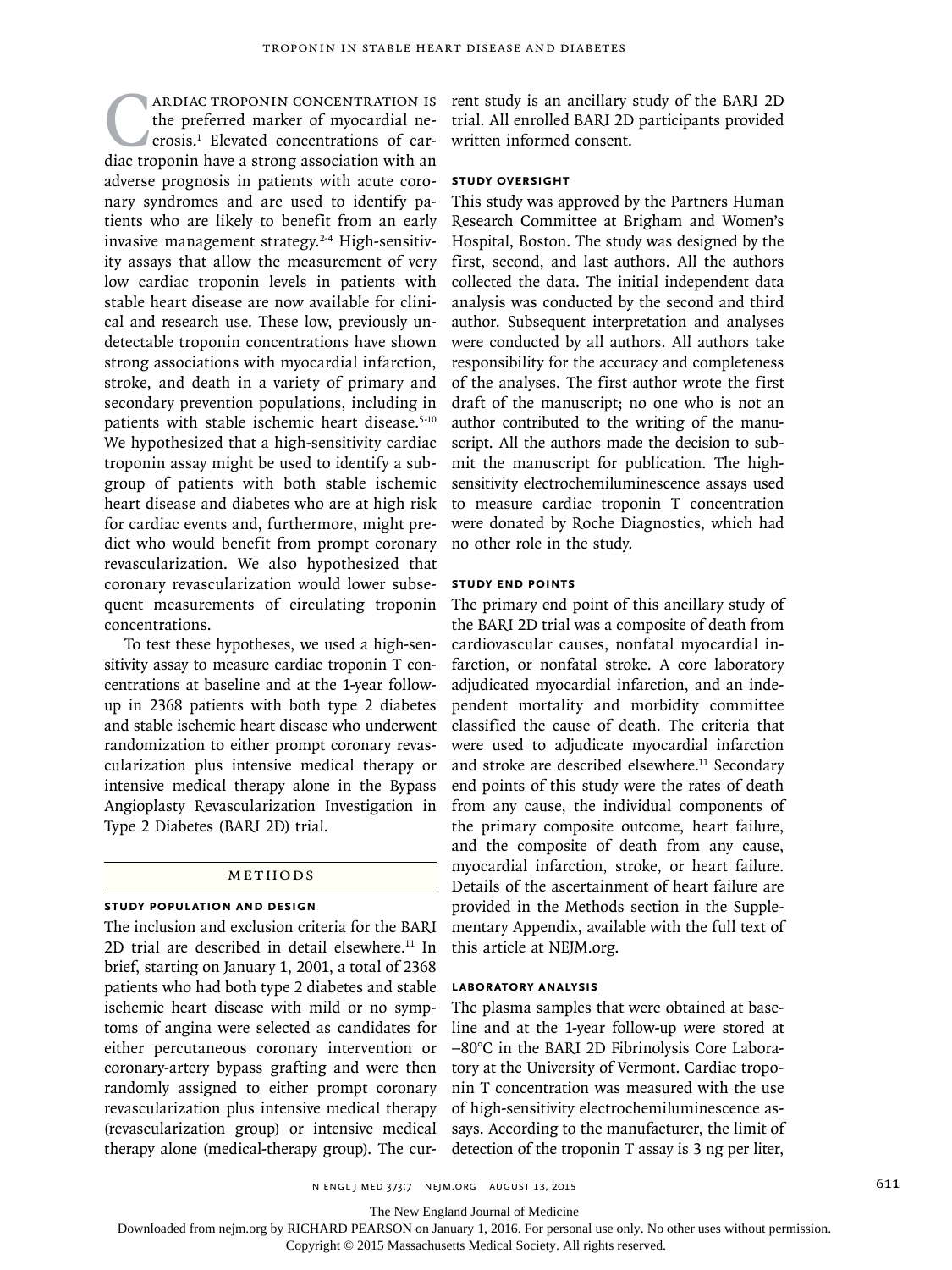Cardiac troponin concentration is the preferred marker of myocardial necrosis.[1] Elevated concentrations of cardiac troponin have a strong association with an adverse prognosis in patients with acute coronary syndromes and are used to identify patients who are likely to benefit from an early invasive management strategy.[2-4] High-sensitivity assays that allow the measurement of very low cardiac troponin levels in patients with stable heart disease are now available for clinical and research use. These low, previously undetectable troponin concentrations have shown strong associations with myocardial infarction, stroke, and death in a variety of primary and secondary prevention populations, including in patients with stable ischemic heart disease.[5-10] We hypothesized that a high-sensitivity cardiac troponin assay might be used to identify a subgroup of patients with both stable ischemic heart disease and diabetes who are at high risk for cardiac events and, furthermore, might predict who would benefit from prompt coronary revascularization. We also hypothesized that coronary revascularization would lower subsequent measurements of circulating troponin concentrations.

To test these hypotheses, we used a high-sensitivity assay to measure cardiac troponin T concentrations at baseline and at the 1-year follow-up in 2368 patients with both type 2 diabetes and stable ischemic heart disease who underwent randomization to either prompt coronary revascularization plus intensive medical therapy or intensive medical therapy alone in the Bypass Angioplasty Revascularization Investigation in Type 2 Diabetes (BARI 2D) trial.

# Methods

## Study Population and Design

The inclusion and exclusion criteria for the BARI 2D trial are described in detail elsewhere.[11] In brief, starting on January 1, 2001, a total of 2368 patients who had both type 2 diabetes and stable ischemic heart disease with mild or no symptoms of angina were selected as candidates for either percutaneous coronary intervention or coronary-artery bypass grafting and were then randomly assigned to either prompt coronary revascularization plus intensive medical therapy (revascularization group) or intensive medical therapy alone (medical-therapy group). The current study is an ancillary study of the BARI 2D trial. All enrolled BARI 2D participants provided written informed consent.

## Study Oversight

This study was approved by the Partners Human Research Committee at Brigham and Women's Hospital, Boston. The study was designed by the first, second, and last authors. All the authors collected the data. The initial independent data analysis was conducted by the second and third author. Subsequent interpretation and analyses were conducted by all authors. All authors take responsibility for the accuracy and completeness of the analyses. The first author wrote the first draft of the manuscript; no one who is not an author contributed to the writing of the manuscript. All the authors made the decision to submit the manuscript for publication. The high-sensitivity electrochemiluminescence assays used to measure cardiac troponin T concentration were donated by Roche Diagnostics, which had no other role in the study.

## Study End Points

The primary end point of this ancillary study of the BARI 2D trial was a composite of death from cardiovascular causes, nonfatal myocardial infarction, or nonfatal stroke. A core laboratory adjudicated myocardial infarction, and an independent mortality and morbidity committee classified the cause of death. The criteria that were used to adjudicate myocardial infarction and stroke are described elsewhere.[11] Secondary end points of this study were the rates of death from any cause, the individual components of the primary composite outcome, heart failure, and the composite of death from any cause, myocardial infarction, stroke, or heart failure. Details of the ascertainment of heart failure are provided in the Methods section in the Supplementary Appendix, available with the full text of this article at NEJM.org.

## Laboratory Analysis

The plasma samples that were obtained at baseline and at the 1-year follow-up were stored at −80°C in the BARI 2D Fibrinolysis Core Laboratory at the University of Vermont. Cardiac troponin T concentration was measured with the use of high-sensitivity electrochemiluminescence assays. According to the manufacturer, the limit of detection of the troponin T assay is 3 ng per liter,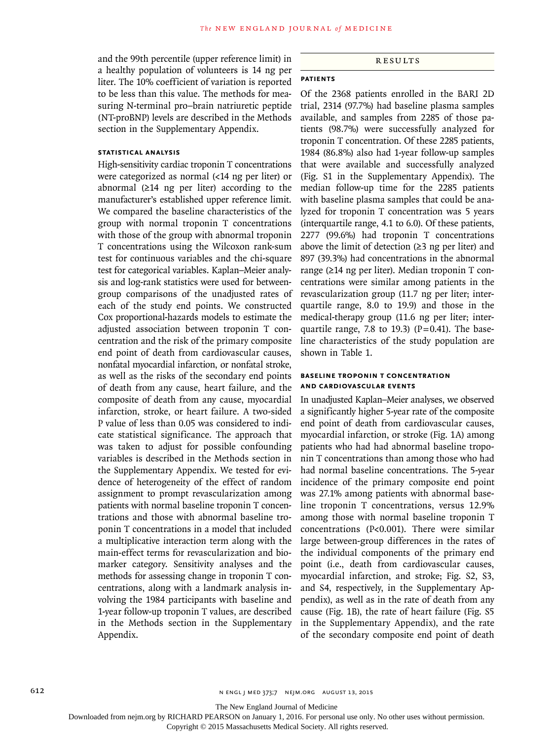and the 99th percentile (upper reference limit) in a healthy population of volunteers is 14 ng per liter. The 10% coefficient of variation is reported to be less than this value. The methods for measuring N-terminal pro–brain natriuretic peptide (NT-proBNP) levels are described in the Methods section in the Supplementary Appendix.

### STATISTICAL ANALYSIS

High-sensitivity cardiac troponin T concentrations were categorized as normal (<14 ng per liter) or abnormal (≥14 ng per liter) according to the manufacturer's established upper reference limit. We compared the baseline characteristics of the group with normal troponin T concentrations with those of the group with abnormal troponin T concentrations using the Wilcoxon rank-sum test for continuous variables and the chi-square test for categorical variables. Kaplan–Meier analysis and log-rank statistics were used for between-group comparisons of the unadjusted rates of each of the study end points. We constructed Cox proportional-hazards models to estimate the adjusted association between troponin T concentration and the risk of the primary composite end point of death from cardiovascular causes, nonfatal myocardial infarction, or nonfatal stroke, as well as the risks of the secondary end points of death from any cause, heart failure, and the composite of death from any cause, myocardial infarction, stroke, or heart failure. A two-sided P value of less than 0.05 was considered to indicate statistical significance. The approach that was taken to adjust for possible confounding variables is described in the Methods section in the Supplementary Appendix. We tested for evidence of heterogeneity of the effect of random assignment to prompt revascularization among patients with normal baseline troponin T concentrations and those with abnormal baseline troponin T concentrations in a model that included a multiplicative interaction term along with the main-effect terms for revascularization and biomarker category. Sensitivity analyses and the methods for assessing change in troponin T concentrations, along with a landmark analysis involving the 1984 participants with baseline and 1-year follow-up troponin T values, are described in the Methods section in the Supplementary Appendix.

## RESULTS

### PATIENTS

Of the 2368 patients enrolled in the BARI 2D trial, 2314 (97.7%) had baseline plasma samples available, and samples from 2285 of those patients (98.7%) were successfully analyzed for troponin T concentration. Of these 2285 patients, 1984 (86.8%) also had 1-year follow-up samples that were available and successfully analyzed (Fig. S1 in the Supplementary Appendix). The median follow-up time for the 2285 patients with baseline plasma samples that could be analyzed for troponin T concentration was 5 years (interquartile range, 4.1 to 6.0). Of these patients, 2277 (99.6%) had troponin T concentrations above the limit of detection (≥3 ng per liter) and 897 (39.3%) had concentrations in the abnormal range (≥14 ng per liter). Median troponin T concentrations were similar among patients in the revascularization group (11.7 ng per liter; interquartile range, 8.0 to 19.9) and those in the medical-therapy group (11.6 ng per liter; interquartile range, 7.8 to 19.3) (P=0.41). The baseline characteristics of the study population are shown in Table 1.

### BASELINE TROPONIN T CONCENTRATION AND CARDIOVASCULAR EVENTS

In unadjusted Kaplan–Meier analyses, we observed a significantly higher 5-year rate of the composite end point of death from cardiovascular causes, myocardial infarction, or stroke (Fig. 1A) among patients who had had abnormal baseline troponin T concentrations than among those who had had normal baseline concentrations. The 5-year incidence of the primary composite end point was 27.1% among patients with abnormal baseline troponin T concentrations, versus 12.9% among those with normal baseline troponin T concentrations (P<0.001). There were similar large between-group differences in the rates of the individual components of the primary end point (i.e., death from cardiovascular causes, myocardial infarction, and stroke; Fig. S2, S3, and S4, respectively, in the Supplementary Appendix), as well as in the rate of death from any cause (Fig. 1B), the rate of heart failure (Fig. S5 in the Supplementary Appendix), and the rate of the secondary composite end point of death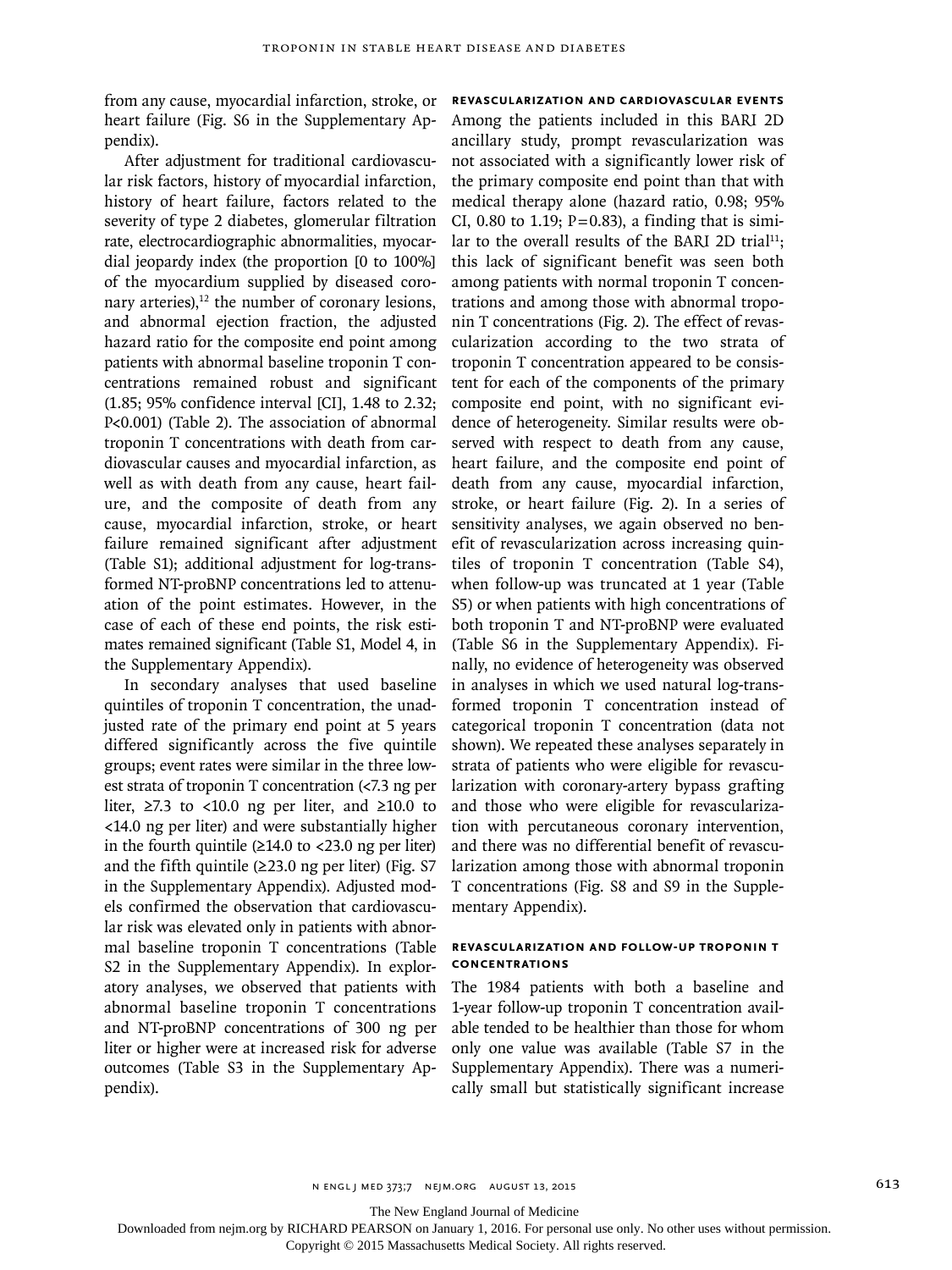from any cause, myocardial infarction, stroke, or heart failure (Fig. S6 in the Supplementary Appendix).

After adjustment for traditional cardiovascular risk factors, history of myocardial infarction, history of heart failure, factors related to the severity of type 2 diabetes, glomerular filtration rate, electrocardiographic abnormalities, myocardial jeopardy index (the proportion [0 to 100%] of the myocardium supplied by diseased coronary arteries),[12] the number of coronary lesions, and abnormal ejection fraction, the adjusted hazard ratio for the composite end point among patients with abnormal baseline troponin T concentrations remained robust and significant (1.85; 95% confidence interval [CI], 1.48 to 2.32; P<0.001) (Table 2). The association of abnormal troponin T concentrations with death from cardiovascular causes and myocardial infarction, as well as with death from any cause, heart failure, and the composite of death from any cause, myocardial infarction, stroke, or heart failure remained significant after adjustment (Table S1); additional adjustment for log-transformed NT-proBNP concentrations led to attenuation of the point estimates. However, in the case of each of these end points, the risk estimates remained significant (Table S1, Model 4, in the Supplementary Appendix).

In secondary analyses that used baseline quintiles of troponin T concentration, the unadjusted rate of the primary end point at 5 years differed significantly across the five quintile groups; event rates were similar in the three lowest strata of troponin T concentration (<7.3 ng per liter, ≥7.3 to <10.0 ng per liter, and ≥10.0 to <14.0 ng per liter) and were substantially higher in the fourth quintile (≥14.0 to <23.0 ng per liter) and the fifth quintile (≥23.0 ng per liter) (Fig. S7 in the Supplementary Appendix). Adjusted models confirmed the observation that cardiovascular risk was elevated only in patients with abnormal baseline troponin T concentrations (Table S2 in the Supplementary Appendix). In exploratory analyses, we observed that patients with abnormal baseline troponin T concentrations and NT-proBNP concentrations of 300 ng per liter or higher were at increased risk for adverse outcomes (Table S3 in the Supplementary Appendix).

### REVASCULARIZATION AND CARDIOVASCULAR EVENTS

Among the patients included in this BARI 2D ancillary study, prompt revascularization was not associated with a significantly lower risk of the primary composite end point than that with medical therapy alone (hazard ratio, 0.98; 95% CI, 0.80 to 1.19; P=0.83), a finding that is similar to the overall results of the BARI 2D trial[11]; this lack of significant benefit was seen both among patients with normal troponin T concentrations and among those with abnormal troponin T concentrations (Fig. 2). The effect of revascularization according to the two strata of troponin T concentration appeared to be consistent for each of the components of the primary composite end point, with no significant evidence of heterogeneity. Similar results were observed with respect to death from any cause, heart failure, and the composite end point of death from any cause, myocardial infarction, stroke, or heart failure (Fig. 2). In a series of sensitivity analyses, we again observed no benefit of revascularization across increasing quintiles of troponin T concentration (Table S4), when follow-up was truncated at 1 year (Table S5) or when patients with high concentrations of both troponin T and NT-proBNP were evaluated (Table S6 in the Supplementary Appendix). Finally, no evidence of heterogeneity was observed in analyses in which we used natural log-transformed troponin T concentration instead of categorical troponin T concentration (data not shown). We repeated these analyses separately in strata of patients who were eligible for revascularization with coronary-artery bypass grafting and those who were eligible for revascularization with percutaneous coronary intervention, and there was no differential benefit of revascularization among those with abnormal troponin T concentrations (Fig. S8 and S9 in the Supplementary Appendix).

### REVASCULARIZATION AND FOLLOW-UP TROPONIN T CONCENTRATIONS

The 1984 patients with both a baseline and 1-year follow-up troponin T concentration available tended to be healthier than those for whom only one value was available (Table S7 in the Supplementary Appendix). There was a numerically small but statistically significant increase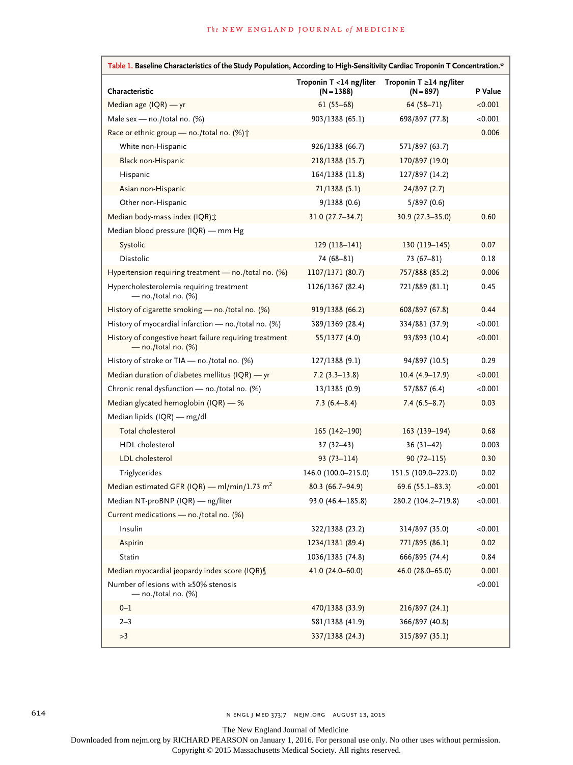**Table 1. Baseline Characteristics of the Study Population, According to High-Sensitivity Cardiac Troponin T Concentration.***

| Characteristic | Troponin T <14 ng/liter (N=1388) | Troponin T ≥14 ng/liter (N=897) | P Value |
|---|---|---|---|
| Median age (IQR) — yr | 61 (55–68) | 64 (58–71) | <0.001 |
| Male sex — no./total no. (%) | 903/1388 (65.1) | 698/897 (77.8) | <0.001 |
| Race or ethnic group — no./total no. (%)† | | | 0.006 |
| White non-Hispanic | 926/1388 (66.7) | 571/897 (63.7) | |
| Black non-Hispanic | 218/1388 (15.7) | 170/897 (19.0) | |
| Hispanic | 164/1388 (11.8) | 127/897 (14.2) | |
| Asian non-Hispanic | 71/1388 (5.1) | 24/897 (2.7) | |
| Other non-Hispanic | 9/1388 (0.6) | 5/897 (0.6) | |
| Median body-mass index (IQR)‡ | 31.0 (27.7–34.7) | 30.9 (27.3–35.0) | 0.60 |
| Median blood pressure (IQR) — mm Hg | | | |
| Systolic | 129 (118–141) | 130 (119–145) | 0.07 |
| Diastolic | 74 (68–81) | 73 (67–81) | 0.18 |
| Hypertension requiring treatment — no./total no. (%) | 1107/1371 (80.7) | 757/888 (85.2) | 0.006 |
| Hypercholesterolemia requiring treatment — no./total no. (%) | 1126/1367 (82.4) | 721/889 (81.1) | 0.45 |
| History of cigarette smoking — no./total no. (%) | 919/1388 (66.2) | 608/897 (67.8) | 0.44 |
| History of myocardial infarction — no./total no. (%) | 389/1369 (28.4) | 334/881 (37.9) | <0.001 |
| History of congestive heart failure requiring treatment — no./total no. (%) | 55/1377 (4.0) | 93/893 (10.4) | <0.001 |
| History of stroke or TIA — no./total no. (%) | 127/1388 (9.1) | 94/897 (10.5) | 0.29 |
| Median duration of diabetes mellitus (IQR) — yr | 7.2 (3.3–13.8) | 10.4 (4.9–17.9) | <0.001 |
| Chronic renal dysfunction — no./total no. (%) | 13/1385 (0.9) | 57/887 (6.4) | <0.001 |
| Median glycated hemoglobin (IQR) — % | 7.3 (6.4–8.4) | 7.4 (6.5–8.7) | 0.03 |
| Median lipids (IQR) — mg/dl | | | |
| Total cholesterol | 165 (142–190) | 163 (139–194) | 0.68 |
| HDL cholesterol | 37 (32–43) | 36 (31–42) | 0.003 |
| LDL cholesterol | 93 (73–114) | 90 (72–115) | 0.30 |
| Triglycerides | 146.0 (100.0–215.0) | 151.5 (109.0–223.0) | 0.02 |
| Median estimated GFR (IQR) — ml/min/1.73 $m^2$ | 80.3 (66.7–94.9) | 69.6 (55.1–83.3) | <0.001 |
| Median NT-proBNP (IQR) — ng/liter | 93.0 (46.4–185.8) | 280.2 (104.2–719.8) | <0.001 |
| Current medications — no./total no. (%) | | | |
| Insulin | 322/1388 (23.2) | 314/897 (35.0) | <0.001 |
| Aspirin | 1234/1381 (89.4) | 771/895 (86.1) | 0.02 |
| Statin | 1036/1385 (74.8) | 666/895 (74.4) | 0.84 |
| Median myocardial jeopardy index score (IQR)§ | 41.0 (24.0–60.0) | 46.0 (28.0–65.0) | 0.001 |
| Number of lesions with ≥50% stenosis — no./total no. (%) | | | <0.001 |
| 0–1 | 470/1388 (33.9) | 216/897 (24.1) | |
| 2–3 | 581/1388 (41.9) | 366/897 (40.8) | |
| >3 | 337/1388 (24.3) | 315/897 (35.1) | |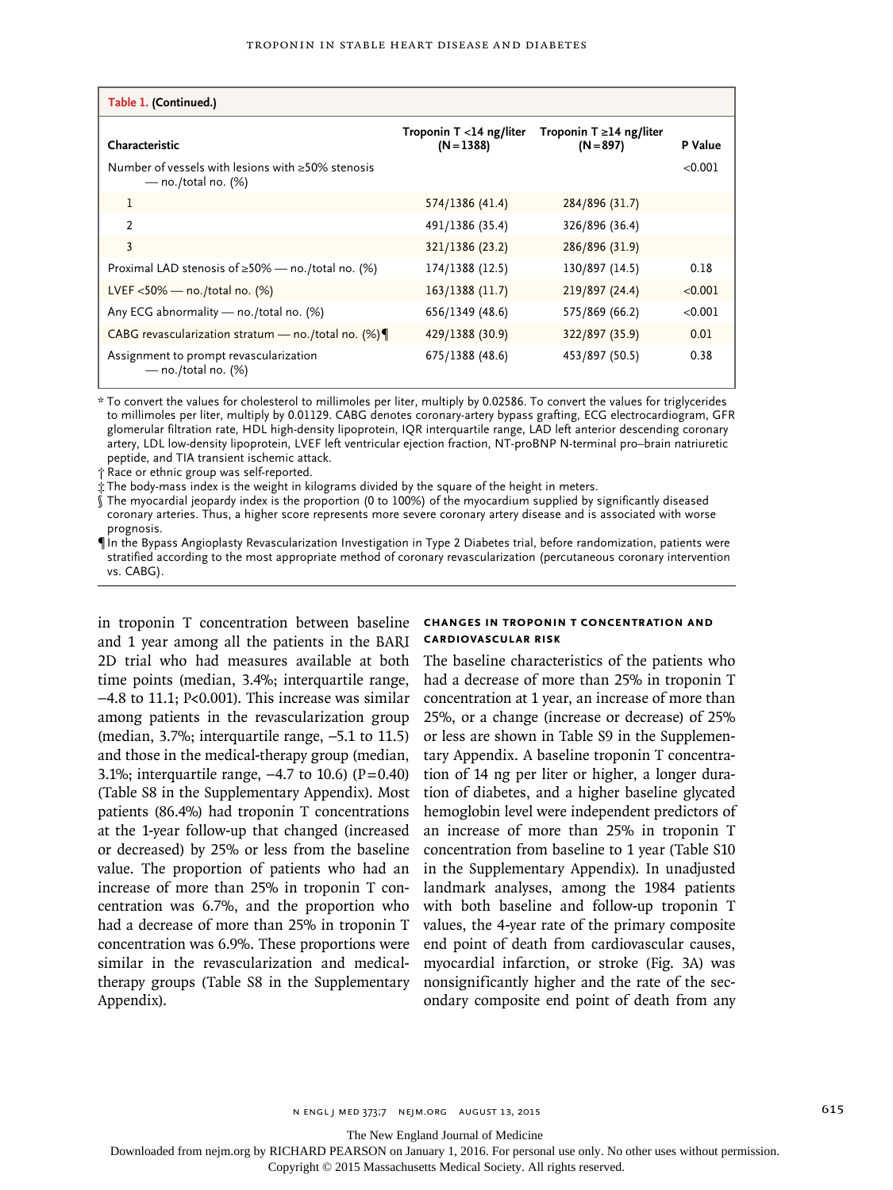**Table 1. (Continued.)**

| Characteristic | Troponin T <14 ng/liter (N=1388) | Troponin T ≥14 ng/liter (N=897) | P Value |
|---|---|---|---|
| Number of vessels with lesions with ≥50% stenosis — no./total no. (%) | | | <0.001 |
| 1 | 574/1386 (41.4) | 284/896 (31.7) | |
| 2 | 491/1386 (35.4) | 326/896 (36.4) | |
| 3 | 321/1386 (23.2) | 286/896 (31.9) | |
| Proximal LAD stenosis of ≥50% — no./total no. (%) | 174/1388 (12.5) | 130/897 (14.5) | 0.18 |
| LVEF <50% — no./total no. (%) | 163/1388 (11.7) | 219/897 (24.4) | <0.001 |
| Any ECG abnormality — no./total no. (%) | 656/1349 (48.6) | 575/869 (66.2) | <0.001 |
| CABG revascularization stratum — no./total no. (%)¶ | 429/1388 (30.9) | 322/897 (35.9) | 0.01 |
| Assignment to prompt revascularization — no./total no. (%) | 675/1388 (48.6) | 453/897 (50.5) | 0.38 |

\* To convert the values for cholesterol to millimoles per liter, multiply by 0.02586. To convert the values for triglycerides to millimoles per liter, multiply by 0.01129. CABG denotes coronary-artery bypass grafting, ECG electrocardiogram, GFR glomerular filtration rate, HDL high-density lipoprotein, IQR interquartile range, LAD left anterior descending coronary artery, LDL low-density lipoprotein, LVEF left ventricular ejection fraction, NT-proBNP N-terminal pro–brain natriuretic peptide, and TIA transient ischemic attack.

† Race or ethnic group was self-reported.

‡ The body-mass index is the weight in kilograms divided by the square of the height in meters.

§ The myocardial jeopardy index is the proportion (0 to 100%) of the myocardium supplied by significantly diseased coronary arteries. Thus, a higher score represents more severe coronary artery disease and is associated with worse prognosis.

¶ In the Bypass Angioplasty Revascularization Investigation in Type 2 Diabetes trial, before randomization, patients were stratified according to the most appropriate method of coronary revascularization (percutaneous coronary intervention vs. CABG).

in troponin T concentration between baseline and 1 year among all the patients in the BARI 2D trial who had measures available at both time points (median, 3.4%; interquartile range, −4.8 to 11.1; P<0.001). This increase was similar among patients in the revascularization group (median, 3.7%; interquartile range, −5.1 to 11.5) and those in the medical-therapy group (median, 3.1%; interquartile range, −4.7 to 10.6) (P=0.40) (Table S8 in the Supplementary Appendix). Most patients (86.4%) had troponin T concentrations at the 1-year follow-up that changed (increased or decreased) by 25% or less from the baseline value. The proportion of patients who had an increase of more than 25% in troponin T concentration was 6.7%, and the proportion who had a decrease of more than 25% in troponin T concentration was 6.9%. These proportions were similar in the revascularization and medical-therapy groups (Table S8 in the Supplementary Appendix).

### Changes in Troponin T Concentration and Cardiovascular Risk

The baseline characteristics of the patients who had a decrease of more than 25% in troponin T concentration at 1 year, an increase of more than 25%, or a change (increase or decrease) of 25% or less are shown in Table S9 in the Supplementary Appendix. A baseline troponin T concentration of 14 ng per liter or higher, a longer duration of diabetes, and a higher baseline glycated hemoglobin level were independent predictors of an increase of more than 25% in troponin T concentration from baseline to 1 year (Table S10 in the Supplementary Appendix). In unadjusted landmark analyses, among the 1984 patients with both baseline and follow-up troponin T values, the 4-year rate of the primary composite end point of death from cardiovascular causes, myocardial infarction, or stroke (Fig. 3A) was nonsignificantly higher and the rate of the secondary composite end point of death from any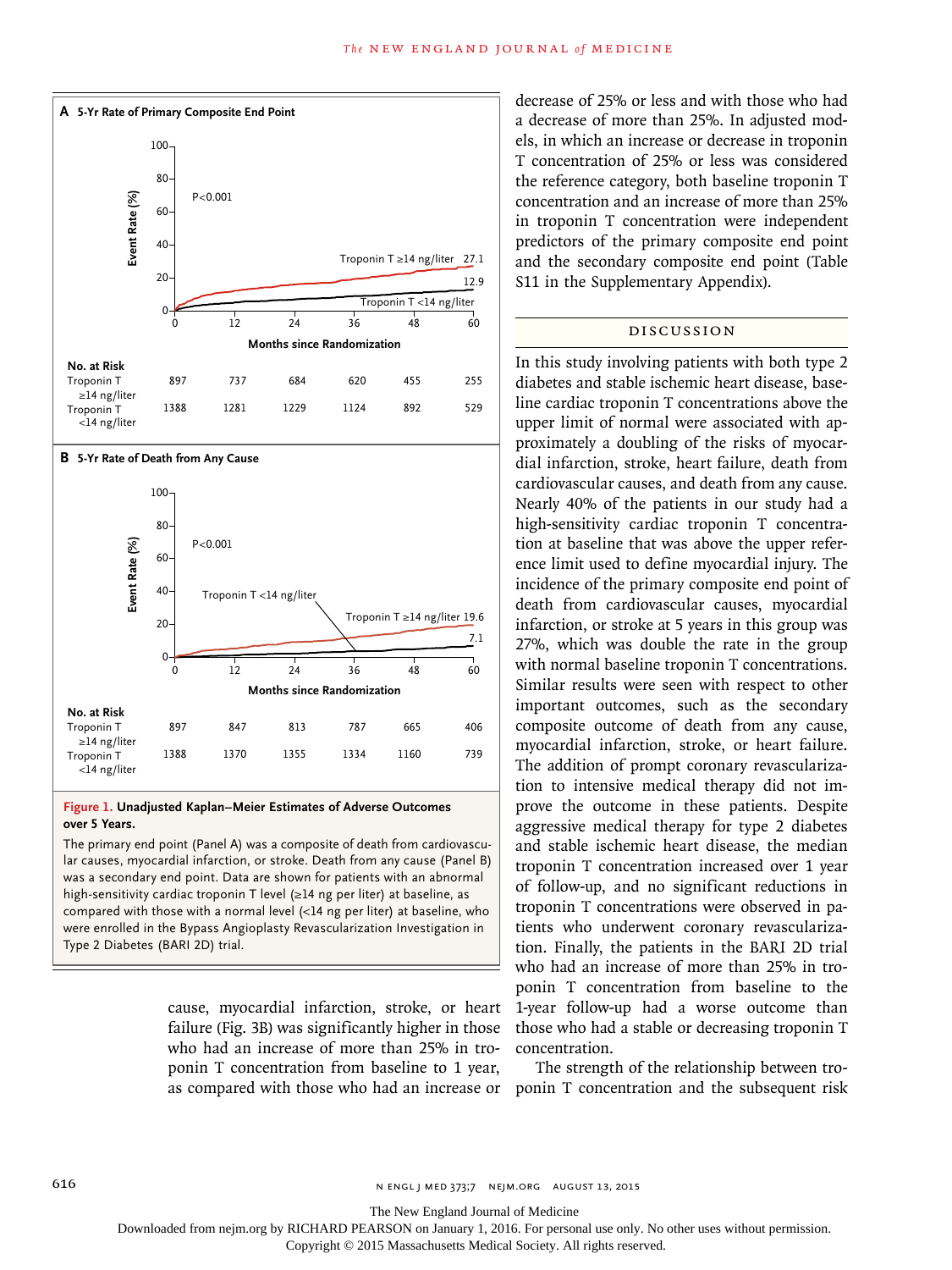**Figure 1. Unadjusted Kaplan–Meier Estimates of Adverse Outcomes over 5 Years.**

The primary end point (Panel A) was a composite of death from cardiovascular causes, myocardial infarction, or stroke. Death from any cause (Panel B) was a secondary end point. Data are shown for patients with an abnormal high-sensitivity cardiac troponin T level (≥14 ng per liter) at baseline, as compared with those with a normal level (<14 ng per liter) at baseline, who were enrolled in the Bypass Angioplasty Revascularization Investigation in Type 2 Diabetes (BARI 2D) trial.

**A 5-Yr Rate of Primary Composite End Point**

P<0.001. Troponin T ≥14 ng/liter: 27.1; Troponin T <14 ng/liter: 12.9

| No. at Risk | 0 | 12 | 24 | 36 | 48 | 60 |
|---|---|---|---|---|---|---|
| Troponin T ≥14 ng/liter | 897 | 737 | 684 | 620 | 455 | 255 |
| Troponin T <14 ng/liter | 1388 | 1281 | 1229 | 1124 | 892 | 529 |

**B 5-Yr Rate of Death from Any Cause**

P<0.001. Troponin T ≥14 ng/liter: 19.6; Troponin T <14 ng/liter: 7.1

| No. at Risk | 0 | 12 | 24 | 36 | 48 | 60 |
|---|---|---|---|---|---|---|
| Troponin T ≥14 ng/liter | 897 | 847 | 813 | 787 | 665 | 406 |
| Troponin T <14 ng/liter | 1388 | 1370 | 1355 | 1334 | 1160 | 739 |

cause, myocardial infarction, stroke, or heart failure (Fig. 3B) was significantly higher in those who had an increase of more than 25% in troponin T concentration from baseline to 1 year, as compared with those who had an increase or decrease of 25% or less and with those who had a decrease of more than 25%. In adjusted models, in which an increase or decrease in troponin T concentration of 25% or less was considered the reference category, both baseline troponin T concentration and an increase of more than 25% in troponin T concentration were independent predictors of the primary composite end point and the secondary composite end point (Table S11 in the Supplementary Appendix).

## Discussion

In this study involving patients with both type 2 diabetes and stable ischemic heart disease, baseline cardiac troponin T concentrations above the upper limit of normal were associated with approximately a doubling of the risks of myocardial infarction, stroke, heart failure, death from cardiovascular causes, and death from any cause. Nearly 40% of the patients in our study had a high-sensitivity cardiac troponin T concentration at baseline that was above the upper reference limit used to define myocardial injury. The incidence of the primary composite end point of death from cardiovascular causes, myocardial infarction, or stroke at 5 years in this group was 27%, which was double the rate in the group with normal baseline troponin T concentrations. Similar results were seen with respect to other important outcomes, such as the secondary composite outcome of death from any cause, myocardial infarction, stroke, or heart failure. The addition of prompt coronary revascularization to intensive medical therapy did not improve the outcome in these patients. Despite aggressive medical therapy for type 2 diabetes and stable ischemic heart disease, the median troponin T concentration increased over 1 year of follow-up, and no significant reductions in troponin T concentrations were observed in patients who underwent coronary revascularization. Finally, the patients in the BARI 2D trial who had an increase of more than 25% in troponin T concentration from baseline to the 1-year follow-up had a worse outcome than those who had a stable or decreasing troponin T concentration.

The strength of the relationship between troponin T concentration and the subsequent risk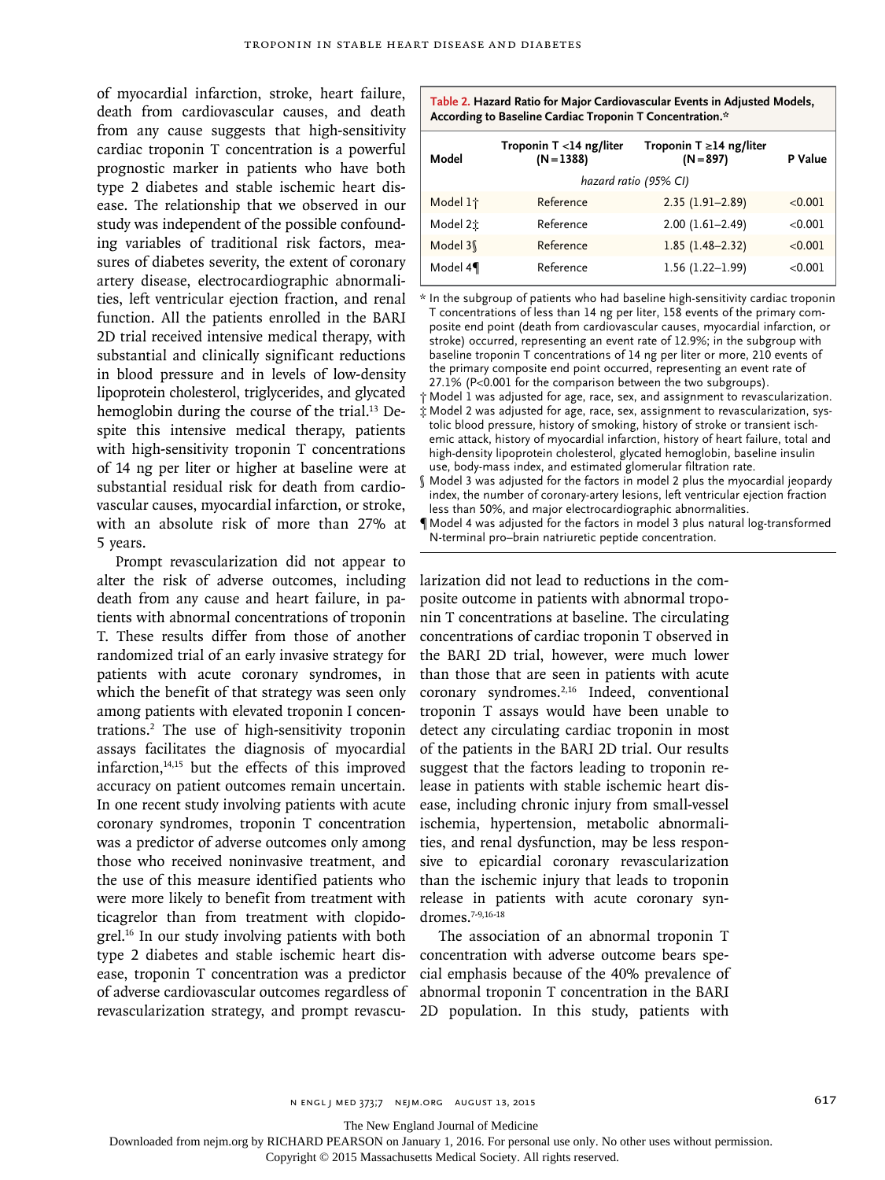of myocardial infarction, stroke, heart failure, death from cardiovascular causes, and death from any cause suggests that high-sensitivity cardiac troponin T concentration is a powerful prognostic marker in patients who have both type 2 diabetes and stable ischemic heart disease. The relationship that we observed in our study was independent of the possible confounding variables of traditional risk factors, measures of diabetes severity, the extent of coronary artery disease, electrocardiographic abnormalities, left ventricular ejection fraction, and renal function. All the patients enrolled in the BARI 2D trial received intensive medical therapy, with substantial and clinically significant reductions in blood pressure and in levels of low-density lipoprotein cholesterol, triglycerides, and glycated hemoglobin during the course of the trial.[13] Despite this intensive medical therapy, patients with high-sensitivity troponin T concentrations of 14 ng per liter or higher at baseline were at substantial residual risk for death from cardiovascular causes, myocardial infarction, or stroke, with an absolute risk of more than 27% at 5 years.

**Table 2. Hazard Ratio for Major Cardiovascular Events in Adjusted Models, According to Baseline Cardiac Troponin T Concentration.***

| Model | Troponin T <14 ng/liter (N=1388) | Troponin T ≥14 ng/liter (N=897) | P Value |
|---|---|---|---|
| | *hazard ratio (95% CI)* | | |
| Model 1† | Reference | 2.35 (1.91–2.89) | <0.001 |
| Model 2‡ | Reference | 2.00 (1.61–2.49) | <0.001 |
| Model 3§ | Reference | 1.85 (1.48–2.32) | <0.001 |
| Model 4¶ | Reference | 1.56 (1.22–1.99) | <0.001 |

\* In the subgroup of patients who had baseline high-sensitivity cardiac troponin T concentrations of less than 14 ng per liter, 158 events of the primary composite end point (death from cardiovascular causes, myocardial infarction, or stroke) occurred, representing an event rate of 12.9%; in the subgroup with baseline troponin T concentrations of 14 ng per liter or more, 210 events of the primary composite end point occurred, representing an event rate of 27.1% (P<0.001 for the comparison between the two subgroups).

† Model 1 was adjusted for age, race, sex, and assignment to revascularization.

‡ Model 2 was adjusted for age, race, sex, assignment to revascularization, systolic blood pressure, history of smoking, history of stroke or transient ischemic attack, history of myocardial infarction, history of heart failure, total and high-density lipoprotein cholesterol, glycated hemoglobin, baseline insulin use, body-mass index, and estimated glomerular filtration rate.

§ Model 3 was adjusted for the factors in model 2 plus the myocardial jeopardy index, the number of coronary-artery lesions, left ventricular ejection fraction less than 50%, and major electrocardiographic abnormalities.

¶ Model 4 was adjusted for the factors in model 3 plus natural log-transformed N-terminal pro–brain natriuretic peptide concentration.

Prompt revascularization did not appear to alter the risk of adverse outcomes, including death from any cause and heart failure, in patients with abnormal concentrations of troponin T. These results differ from those of another randomized trial of an early invasive strategy for patients with acute coronary syndromes, in which the benefit of that strategy was seen only among patients with elevated troponin I concentrations.[2] The use of high-sensitivity troponin assays facilitates the diagnosis of myocardial infarction,[14,15] but the effects of this improved accuracy on patient outcomes remain uncertain. In one recent study involving patients with acute coronary syndromes, troponin T concentration was a predictor of adverse outcomes only among those who received noninvasive treatment, and the use of this measure identified patients who were more likely to benefit from treatment with ticagrelor than from treatment with clopidogrel.[16] In our study involving patients with both type 2 diabetes and stable ischemic heart disease, troponin T concentration was a predictor of adverse cardiovascular outcomes regardless of revascularization strategy, and prompt revascularization did not lead to reductions in the composite outcome in patients with abnormal troponin T concentrations at baseline. The circulating concentrations of cardiac troponin T observed in the BARI 2D trial, however, were much lower than those that are seen in patients with acute coronary syndromes.[2,16] Indeed, conventional troponin T assays would have been unable to detect any circulating cardiac troponin in most of the patients in the BARI 2D trial. Our results suggest that the factors leading to troponin release in patients with stable ischemic heart disease, including chronic injury from small-vessel ischemia, hypertension, metabolic abnormalities, and renal dysfunction, may be less responsive to epicardial coronary revascularization than the ischemic injury that leads to troponin release in patients with acute coronary syndromes.[7-9,16-18]

The association of an abnormal troponin T concentration with adverse outcome bears special emphasis because of the 40% prevalence of abnormal troponin T concentration in the BARI 2D population. In this study, patients with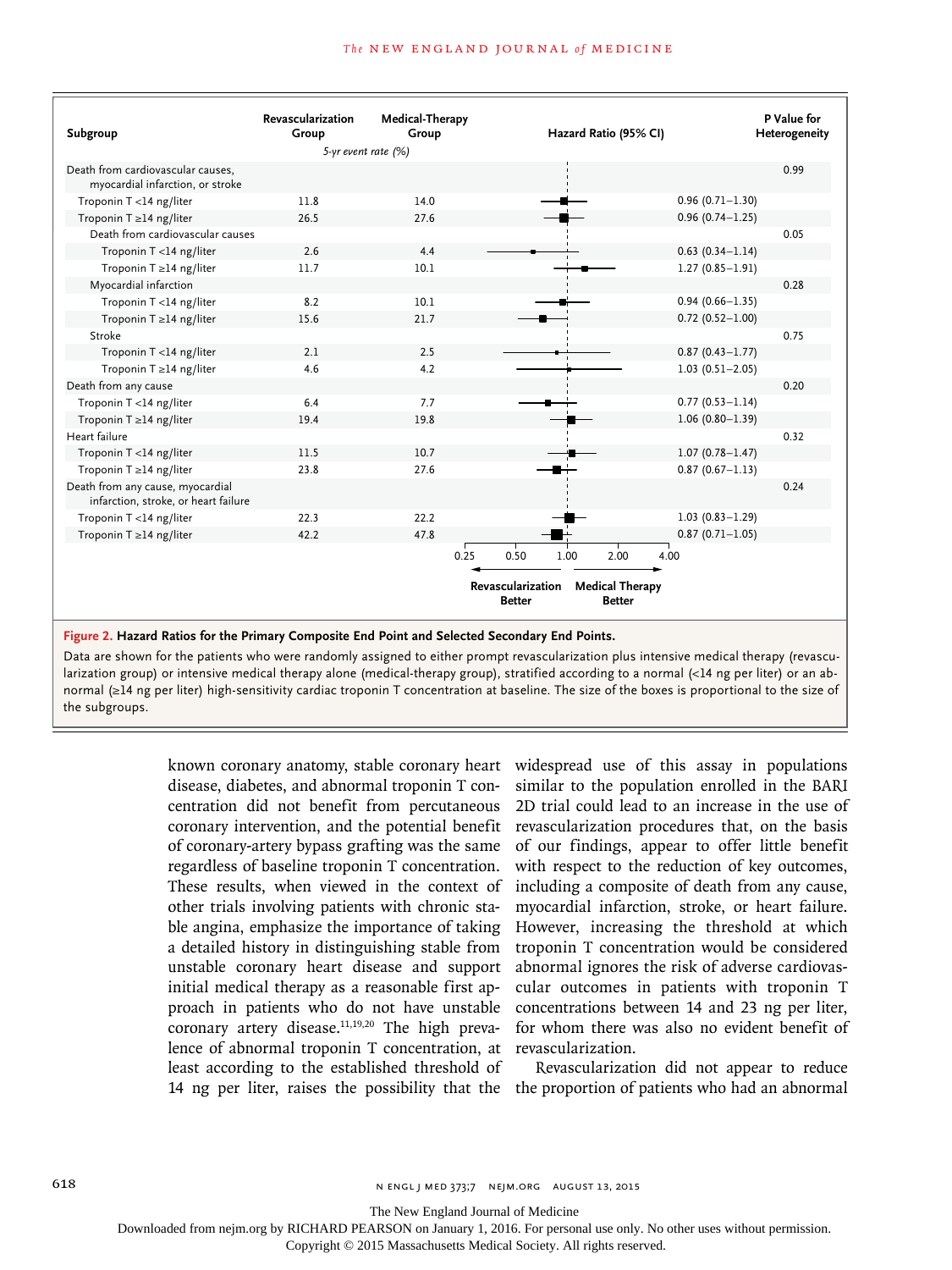| Subgroup | Revascularization Group | Medical-Therapy Group | Hazard Ratio (95% CI) | P Value for Heterogeneity |
|---|---|---|---|---|
| | *5-yr event rate (%)* | | | |
| Death from cardiovascular causes, myocardial infarction, or stroke | | | | 0.99 |
| Troponin T <14 ng/liter | 11.8 | 14.0 | 0.96 (0.71–1.30) | |
| Troponin T ≥14 ng/liter | 26.5 | 27.6 | 0.96 (0.74–1.25) | |
| Death from cardiovascular causes | | | | 0.05 |
| Troponin T <14 ng/liter | 2.6 | 4.4 | 0.63 (0.34–1.14) | |
| Troponin T ≥14 ng/liter | 11.7 | 10.1 | 1.27 (0.85–1.91) | |
| Myocardial infarction | | | | 0.28 |
| Troponin T <14 ng/liter | 8.2 | 10.1 | 0.94 (0.66–1.35) | |
| Troponin T ≥14 ng/liter | 15.6 | 21.7 | 0.72 (0.52–1.00) | |
| Stroke | | | | 0.75 |
| Troponin T <14 ng/liter | 2.1 | 2.5 | 0.87 (0.43–1.77) | |
| Troponin T ≥14 ng/liter | 4.6 | 4.2 | 1.03 (0.51–2.05) | |
| Death from any cause | | | | 0.20 |
| Troponin T <14 ng/liter | 6.4 | 7.7 | 0.77 (0.53–1.14) | |
| Troponin T ≥14 ng/liter | 19.4 | 19.8 | 1.06 (0.80–1.39) | |
| Heart failure | | | | 0.32 |
| Troponin T <14 ng/liter | 11.5 | 10.7 | 1.07 (0.78–1.47) | |
| Troponin T ≥14 ng/liter | 23.8 | 27.6 | 0.87 (0.67–1.13) | |
| Death from any cause, myocardial infarction, stroke, or heart failure | | | | 0.24 |
| Troponin T <14 ng/liter | 22.3 | 22.2 | 1.03 (0.83–1.29) | |
| Troponin T ≥14 ng/liter | 42.2 | 47.8 | 0.87 (0.71–1.05) | |

(Hazard ratio axis: 0.25, 0.50, 1.00, 2.00, 4.00; ← Revascularization Better | Medical Therapy Better →)

**Figure 2. Hazard Ratios for the Primary Composite End Point and Selected Secondary End Points.**

Data are shown for the patients who were randomly assigned to either prompt revascularization plus intensive medical therapy (revascularization group) or intensive medical therapy alone (medical-therapy group), stratified according to a normal (<14 ng per liter) or an abnormal (≥14 ng per liter) high-sensitivity cardiac troponin T concentration at baseline. The size of the boxes is proportional to the size of the subgroups.

known coronary anatomy, stable coronary heart disease, diabetes, and abnormal troponin T concentration did not benefit from percutaneous coronary intervention, and the potential benefit of coronary-artery bypass grafting was the same regardless of baseline troponin T concentration. These results, when viewed in the context of other trials involving patients with chronic stable angina, emphasize the importance of taking a detailed history in distinguishing stable from unstable coronary heart disease and support initial medical therapy as a reasonable first approach in patients who do not have unstable coronary artery disease.[11,19,20] The high prevalence of abnormal troponin T concentration, at least according to the established threshold of 14 ng per liter, raises the possibility that the widespread use of this assay in populations similar to the population enrolled in the BARI 2D trial could lead to an increase in the use of revascularization procedures that, on the basis of our findings, appear to offer little benefit with respect to the reduction of key outcomes, including a composite of death from any cause, myocardial infarction, stroke, or heart failure. However, increasing the threshold at which troponin T concentration would be considered abnormal ignores the risk of adverse cardiovascular outcomes in patients with troponin T concentrations between 14 and 23 ng per liter, for whom there was also no evident benefit of revascularization.

Revascularization did not appear to reduce the proportion of patients who had an abnormal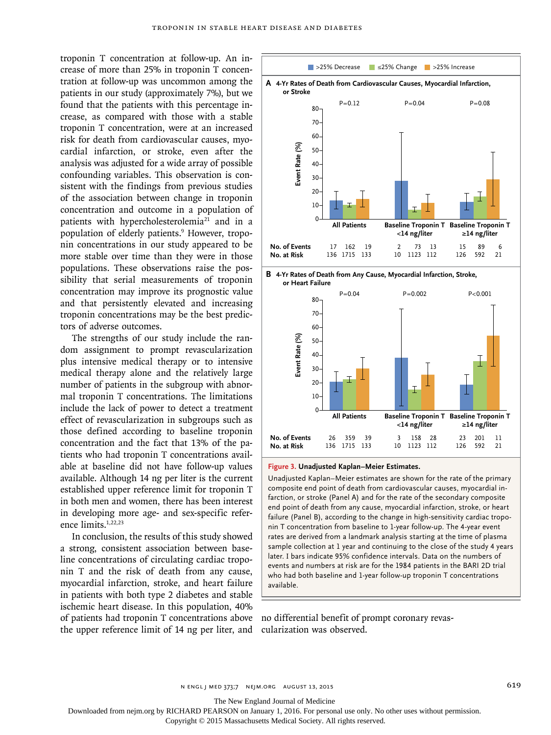troponin T concentration at follow-up. An increase of more than 25% in troponin T concentration at follow-up was uncommon among the patients in our study (approximately 7%), but we found that the patients with this percentage increase, as compared with those with a stable troponin T concentration, were at an increased risk for death from cardiovascular causes, myocardial infarction, or stroke, even after the analysis was adjusted for a wide array of possible confounding variables. This observation is consistent with the findings from previous studies of the association between change in troponin concentration and outcome in a population of patients with hypercholesterolemia[21] and in a population of elderly patients.[9] However, troponin concentrations in our study appeared to be more stable over time than they were in those populations. These observations raise the possibility that serial measurements of troponin concentration may improve its prognostic value and that persistently elevated and increasing troponin concentrations may be the best predictors of adverse outcomes.

The strengths of our study include the random assignment to prompt revascularization plus intensive medical therapy or to intensive medical therapy alone and the relatively large number of patients in the subgroup with abnormal troponin T concentrations. The limitations include the lack of power to detect a treatment effect of revascularization in subgroups such as those defined according to baseline troponin concentration and the fact that 13% of the patients who had troponin T concentrations available at baseline did not have follow-up values available. Although 14 ng per liter is the current established upper reference limit for troponin T in both men and women, there has been interest in developing more age- and sex-specific reference limits.[1,22,23]

In conclusion, the results of this study showed a strong, consistent association between baseline concentrations of circulating cardiac troponin T and the risk of death from any cause, myocardial infarction, stroke, and heart failure in patients with both type 2 diabetes and stable ischemic heart disease. In this population, 40% of patients had troponin T concentrations above the upper reference limit of 14 ng per liter, and no differential benefit of prompt coronary revascularization was observed.

Legend: >25% Decrease; ≤25% Change; >25% Increase

**A 4-Yr Rates of Death from Cardiovascular Causes, Myocardial Infarction, or Stroke**

P values: All Patients P=0.12; Baseline Troponin T <14 ng/liter P=0.04; Baseline Troponin T ≥14 ng/liter P=0.08

| | All Patients | | | Baseline Troponin T <14 ng/liter | | | Baseline Troponin T ≥14 ng/liter | | |
|---|---|---|---|---|---|---|---|---|---|
| No. of Events | 17 | 162 | 19 | 2 | 73 | 13 | 15 | 89 | 6 |
| No. at Risk | 136 | 1715 | 133 | 10 | 1123 | 112 | 126 | 592 | 21 |

**B 4-Yr Rates of Death from Any Cause, Myocardial Infarction, Stroke, or Heart Failure**

P values: All Patients P=0.04; Baseline Troponin T <14 ng/liter P=0.002; Baseline Troponin T ≥14 ng/liter P<0.001

| | All Patients | | | Baseline Troponin T <14 ng/liter | | | Baseline Troponin T ≥14 ng/liter | | |
|---|---|---|---|---|---|---|---|---|---|
| No. of Events | 26 | 359 | 39 | 3 | 158 | 28 | 23 | 201 | 11 |
| No. at Risk | 136 | 1715 | 133 | 10 | 1123 | 112 | 126 | 592 | 21 |

**Figure 3. Unadjusted Kaplan–Meier Estimates.**

Unadjusted Kaplan–Meier estimates are shown for the rate of the primary composite end point of death from cardiovascular causes, myocardial infarction, or stroke (Panel A) and for the rate of the secondary composite end point of death from any cause, myocardial infarction, stroke, or heart failure (Panel B), according to the change in high-sensitivity cardiac troponin T concentration from baseline to 1-year follow-up. The 4-year event rates are derived from a landmark analysis starting at the time of plasma sample collection at 1 year and continuing to the close of the study 4 years later. I bars indicate 95% confidence intervals. Data on the numbers of events and numbers at risk are for the 1984 patients in the BARI 2D trial who had both baseline and 1-year follow-up troponin T concentrations available.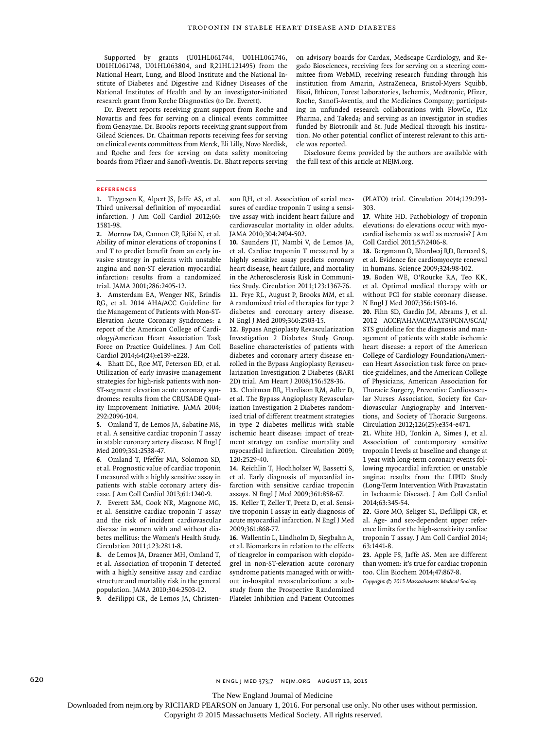Supported by grants (U01HL061744, U01HL061746, U01HL061748, U01HL063804, and R21HL121495) from the National Heart, Lung, and Blood Institute and the National Institute of Diabetes and Digestive and Kidney Diseases of the National Institutes of Health and by an investigator-initiated research grant from Roche Diagnostics (to Dr. Everett).

Dr. Everett reports receiving grant support from Roche and Novartis and fees for serving on a clinical events committee from Genzyme. Dr. Brooks reports receiving grant support from Gilead Sciences. Dr. Chaitman reports receiving fees for serving on clinical events committees from Merck, Eli Lilly, Novo Nordisk, and Roche and fees for serving on data safety monitoring boards from Pfizer and Sanofi-Aventis. Dr. Bhatt reports serving on advisory boards for Cardax, Medscape Cardiology, and Regado Biosciences, receiving fees for serving on a steering committee from WebMD, receiving research funding through his institution from Amarin, AstraZeneca, Bristol-Myers Squibb, Eisai, Ethicon, Forest Laboratories, Ischemix, Medtronic, Pfizer, Roche, Sanofi-Aventis, and the Medicines Company; participating in unfunded research collaborations with FlowCo, PLx Pharma, and Takeda; and serving as an investigator in studies funded by Biotronik and St. Jude Medical through his institution. No other potential conflict of interest relevant to this article was reported.

Disclosure forms provided by the authors are available with the full text of this article at NEJM.org.

## References

1. Thygesen K, Alpert JS, Jaffe AS, et al. Third universal definition of myocardial infarction. J Am Coll Cardiol 2012;60:1581-98.
2. Morrow DA, Cannon CP, Rifai N, et al. Ability of minor elevations of troponins I and T to predict benefit from an early invasive strategy in patients with unstable angina and non-ST elevation myocardial infarction: results from a randomized trial. JAMA 2001;286:2405-12.
3. Amsterdam EA, Wenger NK, Brindis RG, et al. 2014 AHA/ACC Guideline for the Management of Patients with Non-ST-Elevation Acute Coronary Syndromes: a report of the American College of Cardiology/American Heart Association Task Force on Practice Guidelines. J Am Coll Cardiol 2014;64(24):e139-e228.
4. Bhatt DL, Roe MT, Peterson ED, et al. Utilization of early invasive management strategies for high-risk patients with non-ST-segment elevation acute coronary syndromes: results from the CRUSADE Quality Improvement Initiative. JAMA 2004;292:2096-104.
5. Omland T, de Lemos JA, Sabatine MS, et al. A sensitive cardiac troponin T assay in stable coronary artery disease. N Engl J Med 2009;361:2538-47.
6. Omland T, Pfeffer MA, Solomon SD, et al. Prognostic value of cardiac troponin I measured with a highly sensitive assay in patients with stable coronary artery disease. J Am Coll Cardiol 2013;61:1240-9.
7. Everett BM, Cook NR, Magnone MC, et al. Sensitive cardiac troponin T assay and the risk of incident cardiovascular disease in women with and without diabetes mellitus: the Women's Health Study. Circulation 2011;123:2811-8.
8. de Lemos JA, Drazner MH, Omland T, et al. Association of troponin T detected with a highly sensitive assay and cardiac structure and mortality risk in the general population. JAMA 2010;304:2503-12.
9. deFilippi CR, de Lemos JA, Christenson RH, et al. Association of serial measures of cardiac troponin T using a sensitive assay with incident heart failure and cardiovascular mortality in older adults. JAMA 2010;304:2494-502.
10. Saunders JT, Nambi V, de Lemos JA, et al. Cardiac troponin T measured by a highly sensitive assay predicts coronary heart disease, heart failure, and mortality in the Atherosclerosis Risk in Communities Study. Circulation 2011;123:1367-76.
11. Frye RL, August P, Brooks MM, et al. A randomized trial of therapies for type 2 diabetes and coronary artery disease. N Engl J Med 2009;360:2503-15.
12. Bypass Angioplasty Revascularization Investigation 2 Diabetes Study Group. Baseline characteristics of patients with diabetes and coronary artery disease enrolled in the Bypass Angioplasty Revascularization Investigation 2 Diabetes (BARI 2D) trial. Am Heart J 2008;156:528-36.
13. Chaitman BR, Hardison RM, Adler D, et al. The Bypass Angioplasty Revascularization Investigation 2 Diabetes randomized trial of different treatment strategies in type 2 diabetes mellitus with stable ischemic heart disease: impact of treatment strategy on cardiac mortality and myocardial infarction. Circulation 2009;120:2529-40.
14. Reichlin T, Hochholzer W, Bassetti S, et al. Early diagnosis of myocardial infarction with sensitive cardiac troponin assays. N Engl J Med 2009;361:858-67.
15. Keller T, Zeller T, Peetz D, et al. Sensitive troponin I assay in early diagnosis of acute myocardial infarction. N Engl J Med 2009;361:868-77.
16. Wallentin L, Lindholm D, Siegbahn A, et al. Biomarkers in relation to the effects of ticagrelor in comparison with clopidogrel in non-ST-elevation acute coronary syndrome patients managed with or without in-hospital revascularization: a substudy from the Prospective Randomized Platelet Inhibition and Patient Outcomes (PLATO) trial. Circulation 2014;129:293-303.
17. White HD. Pathobiology of troponin elevations: do elevations occur with myocardial ischemia as well as necrosis? J Am Coll Cardiol 2011;57:2406-8.
18. Bergmann O, Bhardwaj RD, Bernard S, et al. Evidence for cardiomyocyte renewal in humans. Science 2009;324:98-102.
19. Boden WE, O'Rourke RA, Teo KK, et al. Optimal medical therapy with or without PCI for stable coronary disease. N Engl J Med 2007;356:1503-16.
20. Fihn SD, Gardin JM, Abrams J, et al. 2012 ACCF/AHA/ACP/AATS/PCNA/SCAI/STS guideline for the diagnosis and management of patients with stable ischemic heart disease: a report of the American College of Cardiology Foundation/American Heart Association task force on practice guidelines, and the American College of Physicians, American Association for Thoracic Surgery, Preventive Cardiovascular Nurses Association, Society for Cardiovascular Angiography and Interventions, and Society of Thoracic Surgeons. Circulation 2012;126(25):e354-e471.
21. White HD, Tonkin A, Simes J, et al. Association of contemporary sensitive troponin I levels at baseline and change at 1 year with long-term coronary events following myocardial infarction or unstable angina: results from the LIPID Study (Long-Term Intervention With Pravastatin in Ischaemic Disease). J Am Coll Cardiol 2014;63:345-54.
22. Gore MO, Seliger SL, Defilippi CR, et al. Age- and sex-dependent upper reference limits for the high-sensitivity cardiac troponin T assay. J Am Coll Cardiol 2014;63:1441-8.
23. Apple FS, Jaffe AS. Men are different than women: it's true for cardiac troponin too. Clin Biochem 2014;47:867-8.

*Copyright © 2015 Massachusetts Medical Society.*